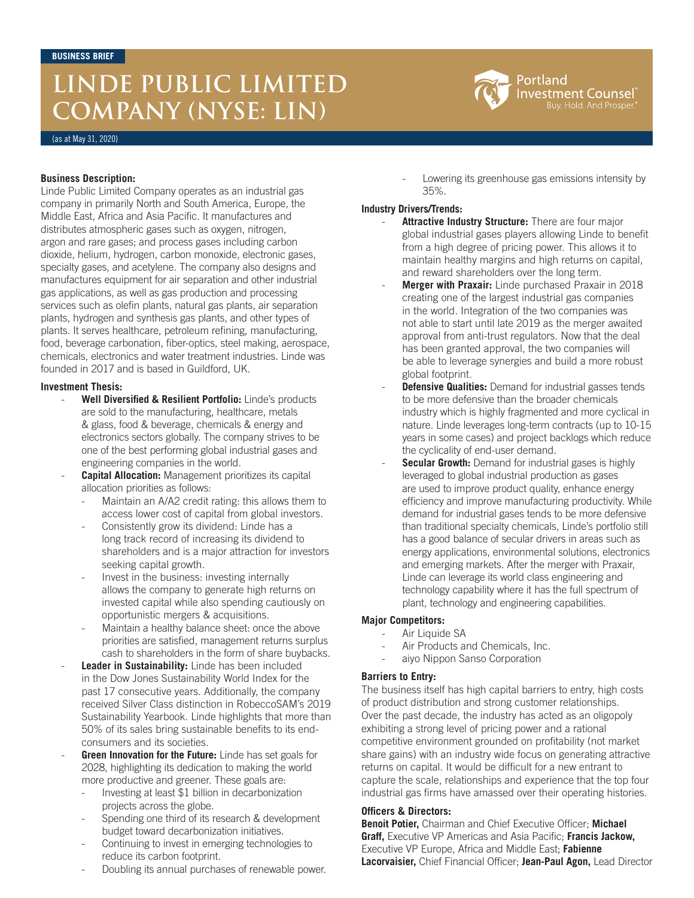BUSINESS BRIEF

# LINDE PUBLIC LIMITED COMPANY (NYSE: LIN)

(as at May 31, 2020)

**Business Description:**

Linde Public Limited Company operates as an industrial gas company in primarily North and South America, Europe, the Middle East, Africa and Asia Pacific. It manufactures and distributes atmospheric gases such as oxygen, nitrogen, argon and rare gases; and process gases including carbon dioxide, helium, hydrogen, carbon monoxide, electronic gases, specialty gases, and acetylene. The company also designs and manufactures equipment for air separation and other industrial gas applications, as well as gas production and processing services such as olefin plants, natural gas plants, air separation plants, hydrogen and synthesis gas plants, and other types of plants. It serves healthcare, petroleum refining, manufacturing, food, beverage carbonation, fiber-optics, steel making, aerospace, chemicals, electronics and water treatment industries. Linde was founded in 2017 and is based in Guildford, UK.

**Investment Thesis:**

- **Well Diversified & Resilient Portfolio:** Linde's products are sold to the manufacturing, healthcare, metals & glass, food & beverage, chemicals & energy and electronics sectors globally. The company strives to be one of the best performing global industrial gases and engineering companies in the world.
- **Capital Allocation:** Management prioritizes its capital allocation priorities as follows:
  - Maintain an A/A2 credit rating: this allows them to access lower cost of capital from global investors.
  - Consistently grow its dividend: Linde has a long track record of increasing its dividend to shareholders and is a major attraction for investors seeking capital growth.
  - Invest in the business: investing internally allows the company to generate high returns on invested capital while also spending cautiously on opportunistic mergers & acquisitions.
  - Maintain a healthy balance sheet: once the above priorities are satisfied, management returns surplus cash to shareholders in the form of share buybacks.
- **Leader in Sustainability:** Linde has been included in the Dow Jones Sustainability World Index for the past 17 consecutive years. Additionally, the company received Silver Class distinction in RobeccoSAM's 2019 Sustainability Yearbook. Linde highlights that more than 50% of its sales bring sustainable benefits to its end-consumers and its societies.
- **Green Innovation for the Future:** Linde has set goals for 2028, highlighting its dedication to making the world more productive and greener. These goals are:
  - Investing at least $1 billion in decarbonization projects across the globe.
  - Spending one third of its research & development budget toward decarbonization initiatives.
  - Continuing to invest in emerging technologies to reduce its carbon footprint.
  - Doubling its annual purchases of renewable power.
  - Lowering its greenhouse gas emissions intensity by 35%.

**Industry Drivers/Trends:**

- **Attractive Industry Structure:** There are four major global industrial gases players allowing Linde to benefit from a high degree of pricing power. This allows it to maintain healthy margins and high returns on capital, and reward shareholders over the long term.
- **Merger with Praxair:** Linde purchased Praxair in 2018 creating one of the largest industrial gas companies in the world. Integration of the two companies was not able to start until late 2019 as the merger awaited approval from anti-trust regulators. Now that the deal has been granted approval, the two companies will be able to leverage synergies and build a more robust global footprint.
- **Defensive Qualities:** Demand for industrial gasses tends to be more defensive than the broader chemicals industry which is highly fragmented and more cyclical in nature. Linde leverages long-term contracts (up to 10-15 years in some cases) and project backlogs which reduce the cyclicality of end-user demand.
- **Secular Growth:** Demand for industrial gases is highly leveraged to global industrial production as gases are used to improve product quality, enhance energy efficiency and improve manufacturing productivity. While demand for industrial gases tends to be more defensive than traditional specialty chemicals, Linde's portfolio still has a good balance of secular drivers in areas such as energy applications, environmental solutions, electronics and emerging markets. After the merger with Praxair, Linde can leverage its world class engineering and technology capability where it has the full spectrum of plant, technology and engineering capabilities.

**Major Competitors:**

- Air Liquide SA
- Air Products and Chemicals, Inc.
- aiyo Nippon Sanso Corporation

**Barriers to Entry:**

The business itself has high capital barriers to entry, high costs of product distribution and strong customer relationships. Over the past decade, the industry has acted as an oligopoly exhibiting a strong level of pricing power and a rational competitive environment grounded on profitability (not market share gains) with an industry wide focus on generating attractive returns on capital. It would be difficult for a new entrant to capture the scale, relationships and experience that the top four industrial gas firms have amassed over their operating histories.

**Officers & Directors:**

**Benoit Potier,** Chairman and Chief Executive Officer; **Michael Graff,** Executive VP Americas and Asia Pacific; **Francis Jackow,** Executive VP Europe, Africa and Middle East; **Fabienne Lacorvaisier,** Chief Financial Officer; **Jean-Paul Agon,** Lead Director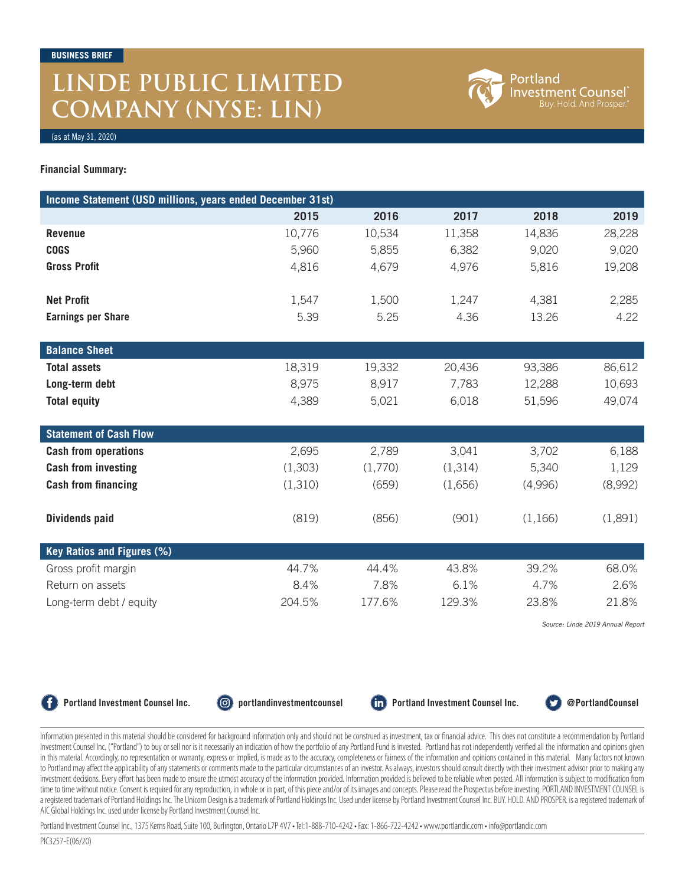BUSINESS BRIEF

# LINDE PUBLIC LIMITED COMPANY (NYSE: LIN)

Portland Investment Counsel® Buy. Hold. And Prosper.®

(as at May 31, 2020)

**Financial Summary:**

| Income Statement (USD millions, years ended December 31st) | 2015 | 2016 | 2017 | 2018 | 2019 |
|---|---|---|---|---|---|
| **Revenue** | 10,776 | 10,534 | 11,358 | 14,836 | 28,228 |
| **COGS** | 5,960 | 5,855 | 6,382 | 9,020 | 9,020 |
| **Gross Profit** | 4,816 | 4,679 | 4,976 | 5,816 | 19,208 |
| | | | | | |
| **Net Profit** | 1,547 | 1,500 | 1,247 | 4,381 | 2,285 |
| **Earnings per Share** | 5.39 | 5.25 | 4.36 | 13.26 | 4.22 |
| **Balance Sheet** | | | | | |
| **Total assets** | 18,319 | 19,332 | 20,436 | 93,386 | 86,612 |
| **Long-term debt** | 8,975 | 8,917 | 7,783 | 12,288 | 10,693 |
| **Total equity** | 4,389 | 5,021 | 6,018 | 51,596 | 49,074 |
| **Statement of Cash Flow** | | | | | |
| **Cash from operations** | 2,695 | 2,789 | 3,041 | 3,702 | 6,188 |
| **Cash from investing** | (1,303) | (1,770) | (1,314) | 5,340 | 1,129 |
| **Cash from financing** | (1,310) | (659) | (1,656) | (4,996) | (8,992) |
| | | | | | |
| **Dividends paid** | (819) | (856) | (901) | (1,166) | (1,891) |
| **Key Ratios and Figures (%)** | | | | | |
| Gross profit margin | 44.7% | 44.4% | 43.8% | 39.2% | 68.0% |
| Return on assets | 8.4% | 7.8% | 6.1% | 4.7% | 2.6% |
| Long-term debt / equity | 204.5% | 177.6% | 129.3% | 23.8% | 21.8% |

*Source: Linde 2019 Annual Report*

Portland Investment Counsel Inc. | portlandinvestmentcounsel | Portland Investment Counsel Inc. | @PortlandCounsel

Information presented in this material should be considered for background information only and should not be construed as investment, tax or financial advice. This does not constitute a recommendation by Portland Investment Counsel Inc. ("Portland") to buy or sell nor is it necessarily an indication of how the portfolio of any Portland Fund is invested. Portland has not independently verified all the information and opinions given in this material. Accordingly, no representation or warranty, express or implied, is made as to the accuracy, completeness or fairness of the information and opinions contained in this material. Many factors not known to Portland may affect the applicability of any statements or comments made to the particular circumstances of an investor. As always, investors should consult directly with their investment advisor prior to making any investment decisions. Every effort has been made to ensure the utmost accuracy of the information provided. Information provided is believed to be reliable when posted. All information is subject to modification from time to time without notice. Consent is required for any reproduction, in whole or in part, of this piece and/or of its images and concepts. Please read the Prospectus before investing. PORTLAND INVESTMENT COUNSEL is a registered trademark of Portland Holdings Inc. The Unicorn Design is a trademark of Portland Holdings Inc. Used under license by Portland Investment Counsel Inc. BUY. HOLD. AND PROSPER. is a registered trademark of AIC Global Holdings Inc. used under license by Portland Investment Counsel Inc.

Portland Investment Counsel Inc., 1375 Kerns Road, Suite 100, Burlington, Ontario L7P 4V7 • Tel:1-888-710-4242 • Fax: 1-866-722-4242 • www.portlandic.com • info@portlandic.com

PIC3257-E(06/20)